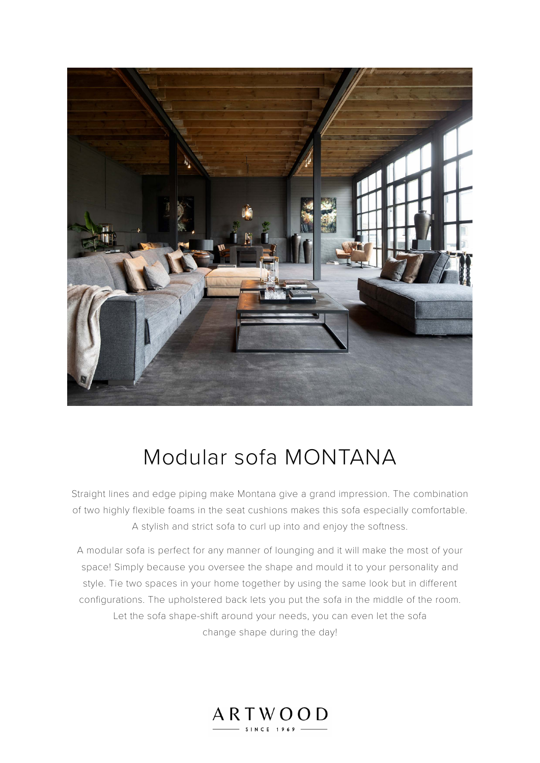# Modular sofa MONTANA

Straight lines and edge piping make Montana give a grand impression. The combination of two highly flexible foams in the seat cushions makes this sofa especially comfortable. A stylish and strict sofa to curl up into and enjoy the softness.

A modular sofa is perfect for any manner of lounging and it will make the most of your space! Simply because you oversee the shape and mould it to your personality and style. Tie two spaces in your home together by using the same look but in different configurations. The upholstered back lets you put the sofa in the middle of the room. Let the sofa shape-shift around your needs, you can even let the sofa change shape during the day!

ARTWOOD

SINCE 1969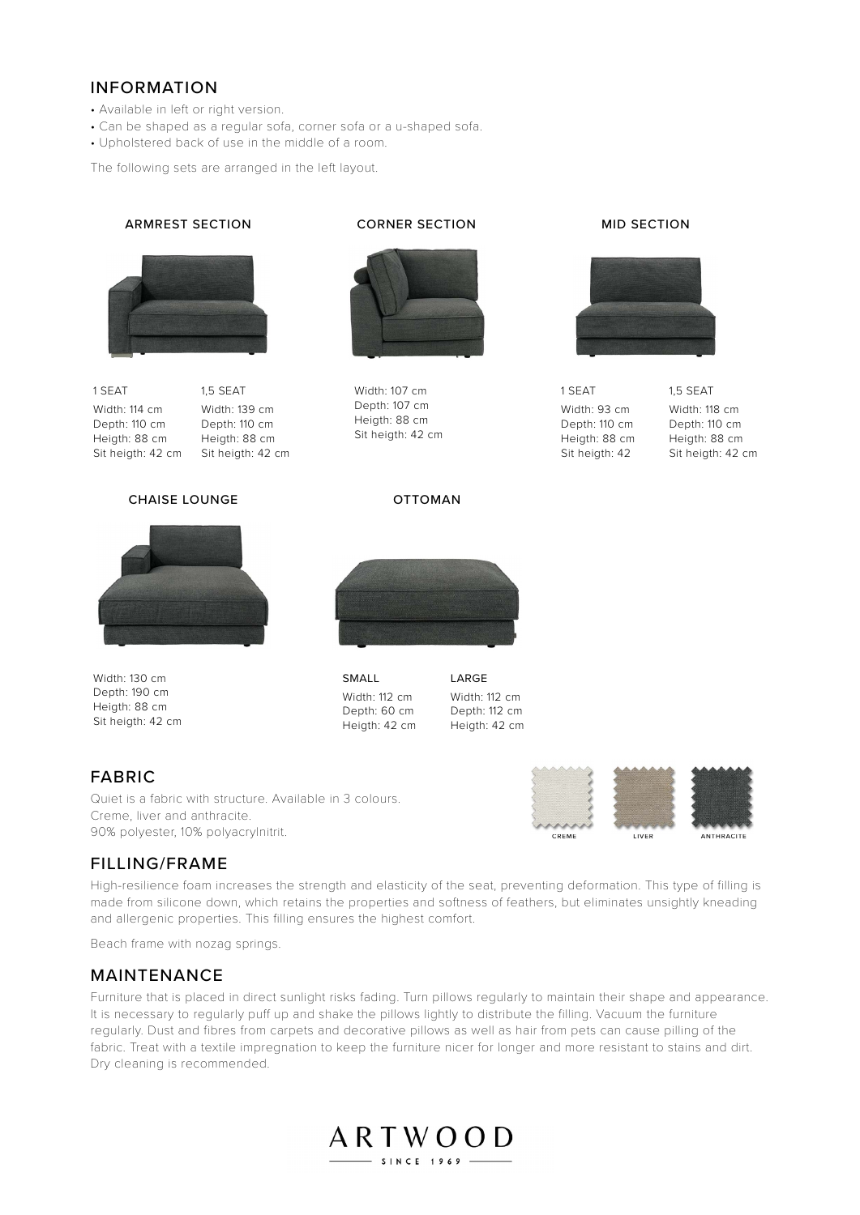## INFORMATION

- Available in left or right version.
- Can be shaped as a regular sofa, corner sofa or a u-shaped sofa.
- Upholstered back of use in the middle of a room.

The following sets are arranged in the left layout.

### ARMREST SECTION

| 1 SEAT | 1,5 SEAT |
|---|---|
| Width: 114 cm | Width: 139 cm |
| Depth: 110 cm | Depth: 110 cm |
| Heigth: 88 cm | Heigth: 88 cm |
| Sit heigth: 42 cm | Sit heigth: 42 cm |

### CORNER SECTION

Width: 107 cm
Depth: 107 cm
Heigth: 88 cm
Sit heigth: 42 cm

### MID SECTION

| 1 SEAT | 1,5 SEAT |
|---|---|
| Width: 93 cm | Width: 118 cm |
| Depth: 110 cm | Depth: 110 cm |
| Heigth: 88 cm | Heigth: 88 cm |
| Sit heigth: 42 | Sit heigth: 42 cm |

### CHAISE LOUNGE

Width: 130 cm
Depth: 190 cm
Heigth: 88 cm
Sit heigth: 42 cm

### OTTOMAN

| SMALL | LARGE |
|---|---|
| Width: 112 cm | Width: 112 cm |
| Depth: 60 cm | Depth: 112 cm |
| Heigth: 42 cm | Heigth: 42 cm |

## FABRIC

Quiet is a fabric with structure. Available in 3 colours.
Creme, liver and anthracite.
90% polyester, 10% polyacrylnitrit.

CREME LIVER ANTHRACITE

## FILLING/FRAME

High-resilience foam increases the strength and elasticity of the seat, preventing deformation. This type of filling is made from silicone down, which retains the properties and softness of feathers, but eliminates unsightly kneading and allergenic properties. This filling ensures the highest comfort.

Beach frame with nozag springs.

## MAINTENANCE

Furniture that is placed in direct sunlight risks fading. Turn pillows regularly to maintain their shape and appearance. It is necessary to regularly puff up and shake the pillows lightly to distribute the filling. Vacuum the furniture regularly. Dust and fibres from carpets and decorative pillows as well as hair from pets can cause pilling of the fabric. Treat with a textile impregnation to keep the furniture nicer for longer and more resistant to stains and dirt. Dry cleaning is recommended.

ARTWOOD
SINCE 1969